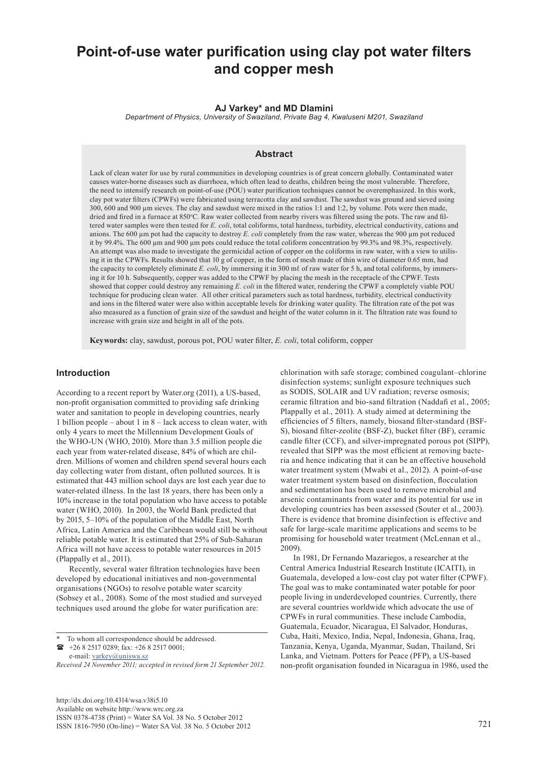# Point-of-use water purification using clay pot water filters and copper mesh

**AJ Varkey\* and MD Dlamini**

*Department of Physics, University of Swaziland, Private Bag 4, Kwaluseni M201, Swaziland*

## Abstract

Lack of clean water for use by rural communities in developing countries is of great concern globally. Contaminated water causes water-borne diseases such as diarrhoea, which often lead to deaths, children being the most vulnerable. Therefore, the need to intensify research on point-of-use (POU) water purification techniques cannot be overemphasized. In this work, clay pot water filters (CPWFs) were fabricated using terracotta clay and sawdust. The sawdust was ground and sieved using 300, 600 and 900 µm sieves. The clay and sawdust were mixed in the ratios 1:1 and 1:2, by volume. Pots were then made, dried and fired in a furnace at 850°C. Raw water collected from nearby rivers was filtered using the pots. The raw and filtered water samples were then tested for *E. coli*, total coliforms, total hardness, turbidity, electrical conductivity, cations and anions. The 600 µm pot had the capacity to destroy *E. coli* completely from the raw water, whereas the 900 µm pot reduced it by 99.4%. The 600 µm and 900 µm pots could reduce the total coliform concentration by 99.3% and 98.3%, respectively. An attempt was also made to investigate the germicidal action of copper on the coliforms in raw water, with a view to utilising it in the CPWFs. Results showed that 10 g of copper, in the form of mesh made of thin wire of diameter 0.65 mm, had the capacity to completely eliminate *E. coli*, by immersing it in 300 mℓ of raw water for 5 h, and total coliforms, by immersing it for 10 h. Subsequently, copper was added to the CPWF by placing the mesh in the receptacle of the CPWF. Tests showed that copper could destroy any remaining *E. coli* in the filtered water, rendering the CPWF a completely viable POU technique for producing clean water. All other critical parameters such as total hardness, turbidity, electrical conductivity and ions in the filtered water were also within acceptable levels for drinking water quality. The filtration rate of the pot was also measured as a function of grain size of the sawdust and height of the water column in it. The filtration rate was found to increase with grain size and height in all of the pots.

**Keywords:** clay, sawdust, porous pot, POU water filter, *E. coli*, total coliform, copper

## Introduction

According to a recent report by Water.org (2011), a US-based, non-profit organisation committed to providing safe drinking water and sanitation to people in developing countries, nearly 1 billion people – about 1 in 8 – lack access to clean water, with only 4 years to meet the Millennium Development Goals of the WHO-UN (WHO, 2010). More than 3.5 million people die each year from water-related disease, 84% of which are children. Millions of women and children spend several hours each day collecting water from distant, often polluted sources. It is estimated that 443 million school days are lost each year due to water-related illness. In the last 18 years, there has been only a 10% increase in the total population who have access to potable water (WHO, 2010). In 2003, the World Bank predicted that by 2015, 5–10% of the population of the Middle East, North Africa, Latin America and the Caribbean would still be without reliable potable water. It is estimated that 25% of Sub-Saharan Africa will not have access to potable water resources in 2015 (Plappally et al., 2011).

Recently, several water filtration technologies have been developed by educational initiatives and non-governmental organisations (NGOs) to resolve potable water scarcity (Sobsey et al., 2008). Some of the most studied and surveyed techniques used around the globe for water purification are: chlorination with safe storage; combined coagulant–chlorine disinfection systems; sunlight exposure techniques such as SODIS, SOLAIR and UV radiation; reverse osmosis; ceramic filtration and bio-sand filtration (Naddafi et al., 2005; Plappally et al., 2011). A study aimed at determining the efficiencies of 5 filters, namely, biosand filter-standard (BSF-S), biosand filter-zeolite (BSF-Z), bucket filter (BF), ceramic candle filter (CCF), and silver-impregnated porous pot (SIPP), revealed that SIPP was the most efficient at removing bacteria and hence indicating that it can be an effective household water treatment system (Mwabi et al., 2012). A point-of-use water treatment system based on disinfection, flocculation and sedimentation has been used to remove microbial and arsenic contaminants from water and its potential for use in developing countries has been assessed (Souter et al., 2003). There is evidence that bromine disinfection is effective and safe for large-scale maritime applications and seems to be promising for household water treatment (McLennan et al., 2009).

In 1981, Dr Fernando Mazariegos, a researcher at the Central America Industrial Research Institute (ICAITI), in Guatemala, developed a low-cost clay pot water filter (CPWF). The goal was to make contaminated water potable for poor people living in underdeveloped countries. Currently, there are several countries worldwide which advocate the use of CPWFs in rural communities. These include Cambodia, Guatemala, Ecuador, Nicaragua, El Salvador, Honduras, Cuba, Haiti, Mexico, India, Nepal, Indonesia, Ghana, Iraq, Tanzania, Kenya, Uganda, Myanmar, Sudan, Thailand, Sri Lanka, and Vietnam. Potters for Peace (PFP), a US-based non-profit organisation founded in Nicaragua in 1986, used the

---

\* To whom all correspondence should be addressed.
☎ +26 8 2517 0289; fax: +26 8 2517 0001;
e-mail: varkey@uniswa.sz

*Received 24 November 2011; accepted in revised form 21 September 2012.*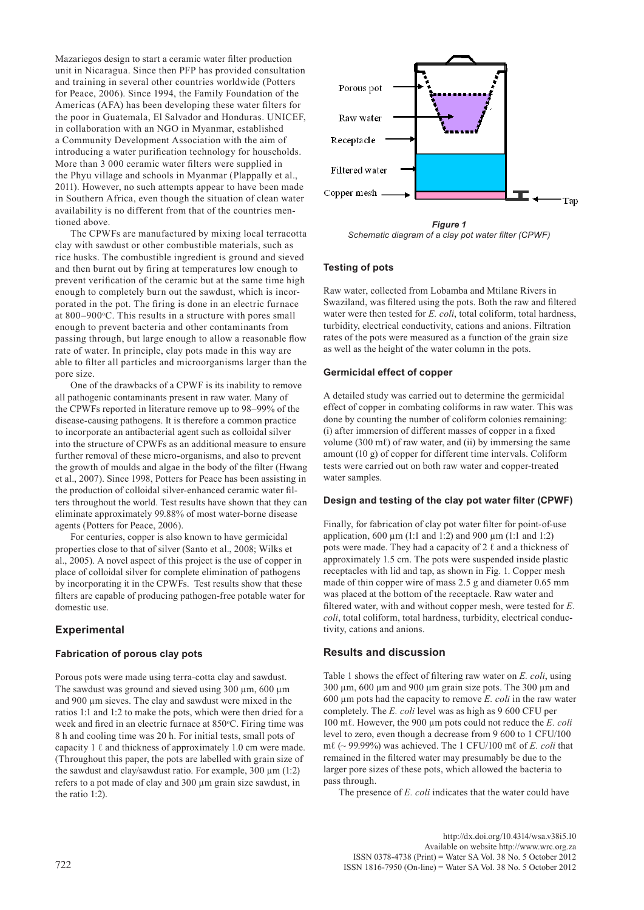Mazariegos design to start a ceramic water filter production unit in Nicaragua. Since then PFP has provided consultation and training in several other countries worldwide (Potters for Peace, 2006). Since 1994, the Family Foundation of the Americas (AFA) has been developing these water filters for the poor in Guatemala, El Salvador and Honduras. UNICEF, in collaboration with an NGO in Myanmar, established a Community Development Association with the aim of introducing a water purification technology for households. More than 3 000 ceramic water filters were supplied in the Phyu village and schools in Myanmar (Plappally et al., 2011). However, no such attempts appear to have been made in Southern Africa, even though the situation of clean water availability is no different from that of the countries mentioned above.

The CPWFs are manufactured by mixing local terracotta clay with sawdust or other combustible materials, such as rice husks. The combustible ingredient is ground and sieved and then burnt out by firing at temperatures low enough to prevent verification of the ceramic but at the same time high enough to completely burn out the sawdust, which is incorporated in the pot. The firing is done in an electric furnace at 800–900°C. This results in a structure with pores small enough to prevent bacteria and other contaminants from passing through, but large enough to allow a reasonable flow rate of water. In principle, clay pots made in this way are able to filter all particles and microorganisms larger than the pore size.

One of the drawbacks of a CPWF is its inability to remove all pathogenic contaminants present in raw water. Many of the CPWFs reported in literature remove up to 98–99% of the disease-causing pathogens. It is therefore a common practice to incorporate an antibacterial agent such as colloidal silver into the structure of CPWFs as an additional measure to ensure further removal of these micro-organisms, and also to prevent the growth of moulds and algae in the body of the filter (Hwang et al., 2007). Since 1998, Potters for Peace has been assisting in the production of colloidal silver-enhanced ceramic water filters throughout the world. Test results have shown that they can eliminate approximately 99.88% of most water-borne disease agents (Potters for Peace, 2006).

For centuries, copper is also known to have germicidal properties close to that of silver (Santo et al., 2008; Wilks et al., 2005). A novel aspect of this project is the use of copper in place of colloidal silver for complete elimination of pathogens by incorporating it in the CPWFs. Test results show that these filters are capable of producing pathogen-free potable water for domestic use.

## Experimental

### Fabrication of porous clay pots

Porous pots were made using terra-cotta clay and sawdust. The sawdust was ground and sieved using 300 µm, 600 µm and 900 µm sieves. The clay and sawdust were mixed in the ratios 1:1 and 1:2 to make the pots, which were then dried for a week and fired in an electric furnace at 850°C. Firing time was 8 h and cooling time was 20 h. For initial tests, small pots of capacity 1 ℓ and thickness of approximately 1.0 cm were made. (Throughout this paper, the pots are labelled with grain size of the sawdust and clay/sawdust ratio. For example, 300 µm (1:2) refers to a pot made of clay and 300 µm grain size sawdust, in the ratio 1:2).

***Figure 1***
*Schematic diagram of a clay pot water filter (CPWF)*

### Testing of pots

Raw water, collected from Lobamba and Mtilane Rivers in Swaziland, was filtered using the pots. Both the raw and filtered water were then tested for *E. coli*, total coliform, total hardness, turbidity, electrical conductivity, cations and anions. Filtration rates of the pots were measured as a function of the grain size as well as the height of the water column in the pots.

### Germicidal effect of copper

A detailed study was carried out to determine the germicidal effect of copper in combating coliforms in raw water. This was done by counting the number of coliform colonies remaining: (i) after immersion of different masses of copper in a fixed volume (300 mℓ) of raw water, and (ii) by immersing the same amount (10 g) of copper for different time intervals. Coliform tests were carried out on both raw water and copper-treated water samples.

### Design and testing of the clay pot water filter (CPWF)

Finally, for fabrication of clay pot water filter for point-of-use application, 600 µm (1:1 and 1:2) and 900 µm (1:1 and 1:2) pots were made. They had a capacity of 2 ℓ and a thickness of approximately 1.5 cm. The pots were suspended inside plastic receptacles with lid and tap, as shown in Fig. 1. Copper mesh made of thin copper wire of mass 2.5 g and diameter 0.65 mm was placed at the bottom of the receptacle. Raw water and filtered water, with and without copper mesh, were tested for *E. coli*, total coliform, total hardness, turbidity, electrical conductivity, cations and anions.

## Results and discussion

Table 1 shows the effect of filtering raw water on *E. coli*, using 300 µm, 600 µm and 900 µm grain size pots. The 300 µm and 600 µm pots had the capacity to remove *E. coli* in the raw water completely. The *E. coli* level was as high as 9 600 CFU per 100 mℓ. However, the 900 µm pots could not reduce the *E. coli* level to zero, even though a decrease from 9 600 to 1 CFU/100 mℓ (~ 99.99%) was achieved. The 1 CFU/100 mℓ of *E. coli* that remained in the filtered water may presumably be due to the larger pore sizes of these pots, which allowed the bacteria to pass through.

The presence of *E. coli* indicates that the water could have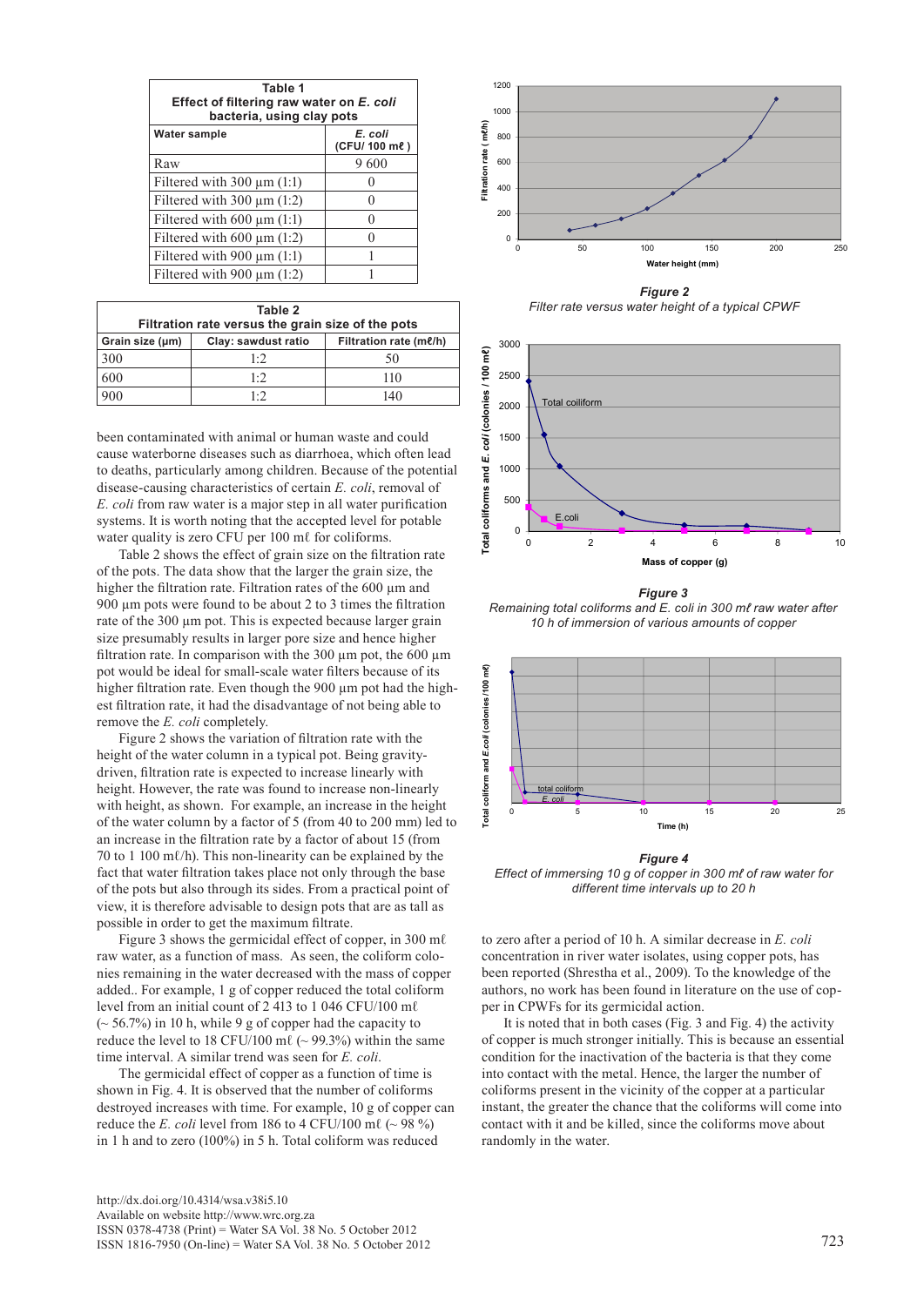**Table 1**
**Effect of filtering raw water on *E. coli* bacteria, using clay pots**

| Water sample | *E. coli* (CFU/ 100 mℓ ) |
|---|---|
| Raw | 9 600 |
| Filtered with 300 µm (1:1) | 0 |
| Filtered with 300 µm (1:2) | 0 |
| Filtered with 600 µm (1:1) | 0 |
| Filtered with 600 µm (1:2) | 0 |
| Filtered with 900 µm (1:1) | 1 |
| Filtered with 900 µm (1:2) | 1 |

**Table 2**
**Filtration rate versus the grain size of the pots**

| Grain size (µm) | Clay: sawdust ratio | Filtration rate (mℓ/h) |
|---|---|---|
| 300 | 1:2 | 50 |
| 600 | 1:2 | 110 |
| 900 | 1:2 | 140 |

been contaminated with animal or human waste and could cause waterborne diseases such as diarrhoea, which often lead to deaths, particularly among children. Because of the potential disease-causing characteristics of certain *E. coli*, removal of *E. coli* from raw water is a major step in all water purification systems. It is worth noting that the accepted level for potable water quality is zero CFU per 100 mℓ for coliforms.

Table 2 shows the effect of grain size on the filtration rate of the pots. The data show that the larger the grain size, the higher the filtration rate. Filtration rates of the 600 µm and 900 µm pots were found to be about 2 to 3 times the filtration rate of the 300 µm pot. This is expected because larger grain size presumably results in larger pore size and hence higher filtration rate. In comparison with the 300 µm pot, the 600 µm pot would be ideal for small-scale water filters because of its higher filtration rate. Even though the 900 µm pot had the highest filtration rate, it had the disadvantage of not being able to remove the *E. coli* completely.

Figure 2 shows the variation of filtration rate with the height of the water column in a typical pot. Being gravity-driven, filtration rate is expected to increase linearly with height. However, the rate was found to increase non-linearly with height, as shown. For example, an increase in the height of the water column by a factor of 5 (from 40 to 200 mm) led to an increase in the filtration rate by a factor of about 15 (from 70 to 1 100 mℓ/h). This non-linearity can be explained by the fact that water filtration takes place not only through the base of the pots but also through its sides. From a practical point of view, it is therefore advisable to design pots that are as tall as possible in order to get the maximum filtrate.

Figure 3 shows the germicidal effect of copper, in 300 mℓ raw water, as a function of mass. As seen, the coliform colonies remaining in the water decreased with the mass of copper added.. For example, 1 g of copper reduced the total coliform level from an initial count of 2 413 to 1 046 CFU/100 mℓ (~ 56.7%) in 10 h, while 9 g of copper had the capacity to reduce the level to 18 CFU/100 mℓ (~ 99.3%) within the same time interval. A similar trend was seen for *E. coli*.

The germicidal effect of copper as a function of time is shown in Fig. 4. It is observed that the number of coliforms destroyed increases with time. For example, 10 g of copper can reduce the *E. coli* level from 186 to 4 CFU/100 mℓ (~ 98 %) in 1 h and to zero (100%) in 5 h. Total coliform was reduced

***Figure 2***
*Filter rate versus water height of a typical CPWF*

***Figure 3***
*Remaining total coliforms and E. coli in 300 mℓ raw water after 10 h of immersion of various amounts of copper*

***Figure 4***
*Effect of immersing 10 g of copper in 300 mℓ of raw water for different time intervals up to 20 h*

to zero after a period of 10 h. A similar decrease in *E. coli* concentration in river water isolates, using copper pots, has been reported (Shrestha et al., 2009). To the knowledge of the authors, no work has been found in literature on the use of copper in CPWFs for its germicidal action.

It is noted that in both cases (Fig. 3 and Fig. 4) the activity of copper is much stronger initially. This is because an essential condition for the inactivation of the bacteria is that they come into contact with the metal. Hence, the larger the number of coliforms present in the vicinity of the copper at a particular instant, the greater the chance that the coliforms will come into contact with it and be killed, since the coliforms move about randomly in the water.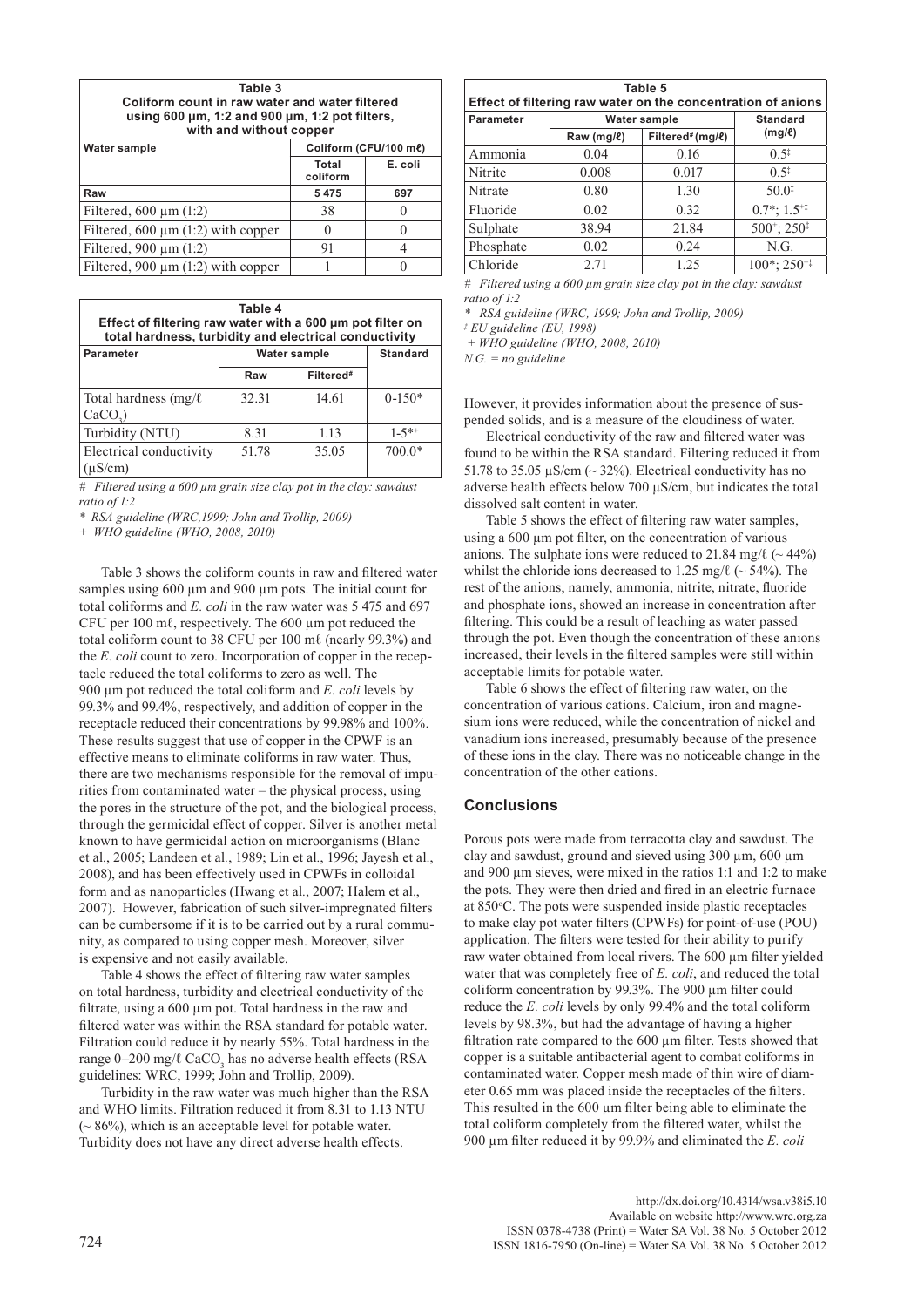**Table 3**
**Coliform count in raw water and water filtered using 600 µm, 1:2 and 900 µm, 1:2 pot filters, with and without copper**

| Water sample | Coliform (CFU/100 mℓ) | |
|---|---|---|
| | Total coliform | E. coli |
| **Raw** | **5 475** | **697** |
| Filtered, 600 µm (1:2) | 38 | 0 |
| Filtered, 600 µm (1:2) with copper | 0 | 0 |
| Filtered, 900 µm (1:2) | 91 | 4 |
| Filtered, 900 µm (1:2) with copper | 1 | 0 |

**Table 4**
**Effect of filtering raw water with a 600 µm pot filter on total hardness, turbidity and electrical conductivity**

| Parameter | Water sample | | Standard |
|---|---|---|---|
| | Raw | Filtered# | |
| Total hardness (mg/ℓ $CaCO_3$) | 32.31 | 14.61 | 0-150* |
| Turbidity (NTU) | 8.31 | 1.13 | 1-5*+ |
| Electrical conductivity (µS/cm) | 51.78 | 35.05 | 700.0* |

*# Filtered using a 600 µm grain size clay pot in the clay: sawdust ratio of 1:2*

*\* RSA guideline (WRC,1999; John and Trollip, 2009)*

*+ WHO guideline (WHO, 2008, 2010)*

Table 3 shows the coliform counts in raw and filtered water samples using 600 µm and 900 µm pots. The initial count for total coliforms and *E. coli* in the raw water was 5 475 and 697 CFU per 100 mℓ, respectively. The 600 µm pot reduced the total coliform count to 38 CFU per 100 mℓ (nearly 99.3%) and the *E. coli* count to zero. Incorporation of copper in the receptacle reduced the total coliforms to zero as well. The 900 µm pot reduced the total coliform and *E. coli* levels by 99.3% and 99.4%, respectively, and addition of copper in the receptacle reduced their concentrations by 99.98% and 100%. These results suggest that use of copper in the CPWF is an effective means to eliminate coliforms in raw water. Thus, there are two mechanisms responsible for the removal of impurities from contaminated water – the physical process, using the pores in the structure of the pot, and the biological process, through the germicidal effect of copper. Silver is another metal known to have germicidal action on microorganisms (Blanc et al., 2005; Landeen et al., 1989; Lin et al., 1996; Jayesh et al., 2008), and has been effectively used in CPWFs in colloidal form and as nanoparticles (Hwang et al., 2007; Halem et al., 2007). However, fabrication of such silver-impregnated filters can be cumbersome if it is to be carried out by a rural community, as compared to using copper mesh. Moreover, silver is expensive and not easily available.

Table 4 shows the effect of filtering raw water samples on total hardness, turbidity and electrical conductivity of the filtrate, using a 600 µm pot. Total hardness in the raw and filtered water was within the RSA standard for potable water. Filtration could reduce it by nearly 55%. Total hardness in the range 0–200 mg/ℓ $CaCO_3$ has no adverse health effects (RSA guidelines: WRC, 1999; John and Trollip, 2009).

Turbidity in the raw water was much higher than the RSA and WHO limits. Filtration reduced it from 8.31 to 1.13 NTU (~ 86%), which is an acceptable level for potable water. Turbidity does not have any direct adverse health effects.

**Table 5**
**Effect of filtering raw water on the concentration of anions**

| Parameter | Water sample | | Standard (mg/ℓ) |
|---|---|---|---|
| | Raw (mg/ℓ) | Filtered# (mg/ℓ) | |
| Ammonia | 0.04 | 0.16 | 0.5‡ |
| Nitrite | 0.008 | 0.017 | 0.5‡ |
| Nitrate | 0.80 | 1.30 | 50.0‡ |
| Fluoride | 0.02 | 0.32 | 0.7*; 1.5+‡ |
| Sulphate | 38.94 | 21.84 | 500+; 250‡ |
| Phosphate | 0.02 | 0.24 | N.G. |
| Chloride | 2.71 | 1.25 | 100*; 250+‡ |

*# Filtered using a 600 µm grain size clay pot in the clay: sawdust ratio of 1:2*

*\* RSA guideline (WRC, 1999; John and Trollip, 2009)*

*‡ EU guideline (EU, 1998)*

*+ WHO guideline (WHO, 2008, 2010)*

*N.G. = no guideline*

However, it provides information about the presence of suspended solids, and is a measure of the cloudiness of water.

Electrical conductivity of the raw and filtered water was found to be within the RSA standard. Filtering reduced it from 51.78 to 35.05 µS/cm (~ 32%). Electrical conductivity has no adverse health effects below 700 µS/cm, but indicates the total dissolved salt content in water.

Table 5 shows the effect of filtering raw water samples, using a 600 µm pot filter, on the concentration of various anions. The sulphate ions were reduced to 21.84 mg/ℓ (~ 44%) whilst the chloride ions decreased to 1.25 mg/ℓ (~ 54%). The rest of the anions, namely, ammonia, nitrite, nitrate, fluoride and phosphate ions, showed an increase in concentration after filtering. This could be a result of leaching as water passed through the pot. Even though the concentration of these anions increased, their levels in the filtered samples were still within acceptable limits for potable water.

Table 6 shows the effect of filtering raw water, on the concentration of various cations. Calcium, iron and magnesium ions were reduced, while the concentration of nickel and vanadium ions increased, presumably because of the presence of these ions in the clay. There was no noticeable change in the concentration of the other cations.

## Conclusions

Porous pots were made from terracotta clay and sawdust. The clay and sawdust, ground and sieved using 300 µm, 600 µm and 900 µm sieves, were mixed in the ratios 1:1 and 1:2 to make the pots. They were then dried and fired in an electric furnace at 850°C. The pots were suspended inside plastic receptacles to make clay pot water filters (CPWFs) for point-of-use (POU) application. The filters were tested for their ability to purify raw water obtained from local rivers. The 600 µm filter yielded water that was completely free of *E. coli*, and reduced the total coliform concentration by 99.3%. The 900 µm filter could reduce the *E. coli* levels by only 99.4% and the total coliform levels by 98.3%, but had the advantage of having a higher filtration rate compared to the 600 µm filter. Tests showed that copper is a suitable antibacterial agent to combat coliforms in contaminated water. Copper mesh made of thin wire of diameter 0.65 mm was placed inside the receptacles of the filters. This resulted in the 600 µm filter being able to eliminate the total coliform completely from the filtered water, whilst the 900 µm filter reduced it by 99.9% and eliminated the *E. coli*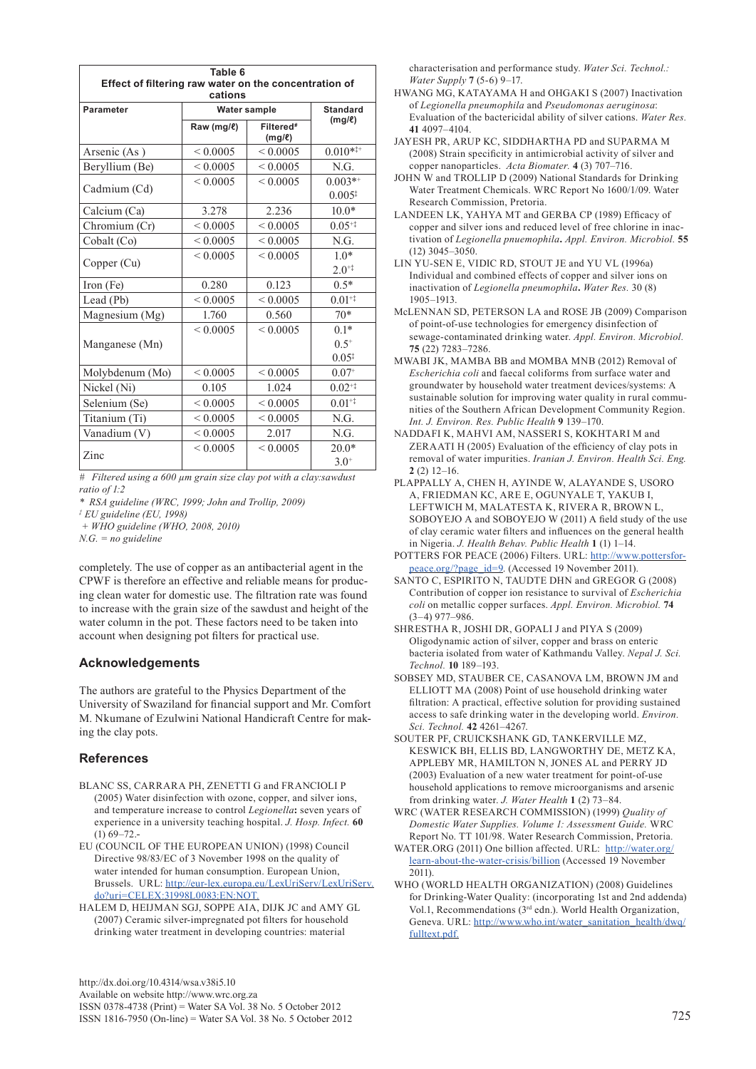**Table 6**
**Effect of filtering raw water on the concentration of cations**

| Parameter | Water sample | | Standard (mg/ℓ) |
|---|---|---|---|
| | Raw (mg/ℓ) | Filtered# (mg/ℓ) | |
| Arsenic (As ) | < 0.0005 | < 0.0005 | 0.010*‡+ |
| Beryllium (Be) | < 0.0005 | < 0.0005 | N.G. |
| Cadmium (Cd) | < 0.0005 | < 0.0005 | 0.003*+ 0.005‡ |
| Calcium (Ca) | 3.278 | 2.236 | 10.0* |
| Chromium (Cr) | < 0.0005 | < 0.0005 | 0.05+‡ |
| Cobalt (Co) | < 0.0005 | < 0.0005 | N.G. |
| Copper (Cu) | < 0.0005 | < 0.0005 | 1.0* 2.0+‡ |
| Iron (Fe) | 0.280 | 0.123 | 0.5* |
| Lead (Pb) | < 0.0005 | < 0.0005 | 0.01+‡ |
| Magnesium (Mg) | 1.760 | 0.560 | 70* |
| Manganese (Mn) | < 0.0005 | < 0.0005 | 0.1* 0.5+ 0.05‡ |
| Molybdenum (Mo) | < 0.0005 | < 0.0005 | 0.07+ |
| Nickel (Ni) | 0.105 | 1.024 | 0.02+‡ |
| Selenium (Se) | < 0.0005 | < 0.0005 | 0.01+‡ |
| Titanium (Ti) | < 0.0005 | < 0.0005 | N.G. |
| Vanadium (V) | < 0.0005 | 2.017 | N.G. |
| Zinc | < 0.0005 | < 0.0005 | 20.0* 3.0+ |

*# Filtered using a 600 µm grain size clay pot with a clay:sawdust ratio of 1:2*
*\* RSA guideline (WRC, 1999; John and Trollip, 2009)*
*‡ EU guideline (EU, 1998)*
*+ WHO guideline (WHO, 2008, 2010)*
*N.G. = no guideline*

completely. The use of copper as an antibacterial agent in the CPWF is therefore an effective and reliable means for producing clean water for domestic use. The filtration rate was found to increase with the grain size of the sawdust and height of the water column in the pot. These factors need to be taken into account when designing pot filters for practical use.

## Acknowledgements

The authors are grateful to the Physics Department of the University of Swaziland for financial support and Mr. Comfort M. Nkumane of Ezulwini National Handicraft Centre for making the clay pots.

## References

BLANC SS, CARRARA PH, ZENETTI G and FRANCIOLI P (2005) Water disinfection with ozone, copper, and silver ions, and temperature increase to control *Legionella***:** seven years of experience in a university teaching hospital. *J. Hosp. Infect.* **60** (1) 69–72.

EU (COUNCIL OF THE EUROPEAN UNION) (1998) Council Directive 98/83/EC of 3 November 1998 on the quality of water intended for human consumption. European Union, Brussels. URL: http://eur-lex.europa.eu/LexUriServ/LexUriServ.do?uri=CELEX:31998L0083:EN:NOT.

HALEM D, HEIJMAN SGJ, SOPPE AIA, DIJK JC and AMY GL (2007) Ceramic silver-impregnated pot filters for household drinking water treatment in developing countries: material characterisation and performance study. *Water Sci. Technol.: Water Supply* **7** (5-6) 9–17.

HWANG MG, KATAYAMA H and OHGAKI S (2007) Inactivation of *Legionella pneumophila* and *Pseudomonas aeruginosa*: Evaluation of the bactericidal ability of silver cations. *Water Res.* **41** 4097–4104.

JAYESH PR, ARUP KC, SIDDHARTHA PD and SUPARMA M (2008) Strain specificity in antimicrobial activity of silver and copper nanoparticles. *Acta Biomater.* **4** (3) 707–716.

JOHN W and TROLLIP D (2009) National Standards for Drinking Water Treatment Chemicals. WRC Report No 1600/1/09. Water Research Commission, Pretoria.

LANDEEN LK, YAHYA MT and GERBA CP (1989) Efficacy of copper and silver ions and reduced level of free chlorine in inactivation of *Legionella pnuemophila***.** *Appl. Environ. Microbiol.* **55** (12) 3045–3050.

LIN YU-SEN E, VIDIC RD, STOUT JE and YU VL (1996a) Individual and combined effects of copper and silver ions on inactivation of *Legionella pneumophila***.** *Water Res.* 30 (8) 1905–1913.

McLENNAN SD, PETERSON LA and ROSE JB (2009) Comparison of point-of-use technologies for emergency disinfection of sewage-contaminated drinking water. *Appl. Environ. Microbiol.* **75** (22) 7283–7286.

MWABI JK, MAMBA BB and MOMBA MNB (2012) Removal of *Escherichia coli* and faecal coliforms from surface water and groundwater by household water treatment devices/systems: A sustainable solution for improving water quality in rural communities of the Southern African Development Community Region. *Int. J. Environ. Res. Public Health* **9** 139–170.

NADDAFI K, MAHVI AM, NASSERI S, KOKHTARI M and ZERAATI H (2005) Evaluation of the efficiency of clay pots in removal of water impurities. *Iranian J. Environ. Health Sci. Eng.* **2** (2) 12–16.

PLAPPALLY A, CHEN H, AYINDE W, ALAYANDE S, USORO A, FRIEDMAN KC, ARE E, OGUNYALE T, YAKUB I, LEFTWICH M, MALATESTA K, RIVERA R, BROWN L, SOBOYEJO A and SOBOYEJO W (2011) A field study of the use of clay ceramic water filters and influences on the general health in Nigeria. *J. Health Behav. Public Health* **1** (1) 1–14.

POTTERS FOR PEACE (2006) Filters. URL: http://www.pottersforpeace.org/?page_id=9. (Accessed 19 November 2011).

SANTO C, ESPIRITO N, TAUDTE DHN and GREGOR G (2008) Contribution of copper ion resistance to survival of *Escherichia coli* on metallic copper surfaces. *Appl. Environ. Microbiol.* **74** (3–4) 977–986.

SHRESTHA R, JOSHI DR, GOPALI J and PIYA S (2009) Oligodynamic action of silver, copper and brass on enteric bacteria isolated from water of Kathmandu Valley. *Nepal J. Sci. Technol.* **10** 189–193.

SOBSEY MD, STAUBER CE, CASANOVA LM, BROWN JM and ELLIOTT MA (2008) Point of use household drinking water filtration: A practical, effective solution for providing sustained access to safe drinking water in the developing world. *Environ. Sci. Technol.* **42** 4261–4267.

SOUTER PF, CRUICKSHANK GD, TANKERVILLE MZ, KESWICK BH, ELLIS BD, LANGWORTHY DE, METZ KA, APPLEBY MR, HAMILTON N, JONES AL and PERRY JD (2003) Evaluation of a new water treatment for point-of-use household applications to remove microorganisms and arsenic from drinking water. *J. Water Health* **1** (2) 73–84.

WRC (WATER RESEARCH COMMISSION) (1999) *Quality of Domestic Water Supplies. Volume 1: Assessment Guide.* WRC Report No. TT 101/98. Water Research Commission, Pretoria.

WATER.ORG (2011) One billion affected. URL: http://water.org/learn-about-the-water-crisis/billion (Accessed 19 November 2011).

WHO (WORLD HEALTH ORGANIZATION) (2008) Guidelines for Drinking-Water Quality: (incorporating 1st and 2nd addenda) Vol.1, Recommendations (3rd edn.). World Health Organization, Geneva. URL: http://www.who.int/water_sanitation_health/dwq/fulltext.pdf.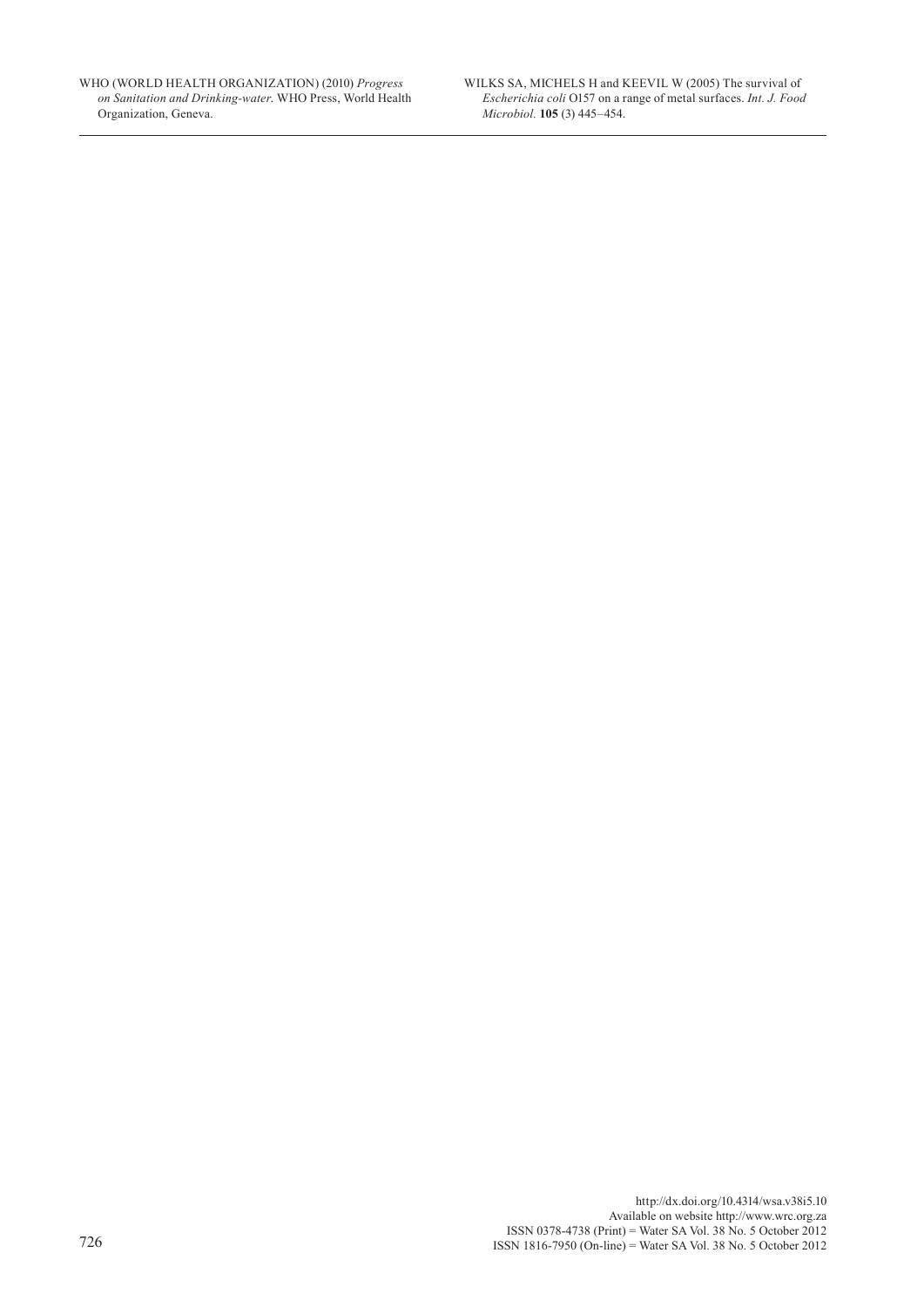WHO (WORLD HEALTH ORGANIZATION) (2010) *Progress on Sanitation and Drinking-water.* WHO Press, World Health Organization, Geneva.

WILKS SA, MICHELS H and KEEVIL W (2005) The survival of *Escherichia coli* O157 on a range of metal surfaces. *Int. J. Food Microbiol.* **105** (3) 445–454.